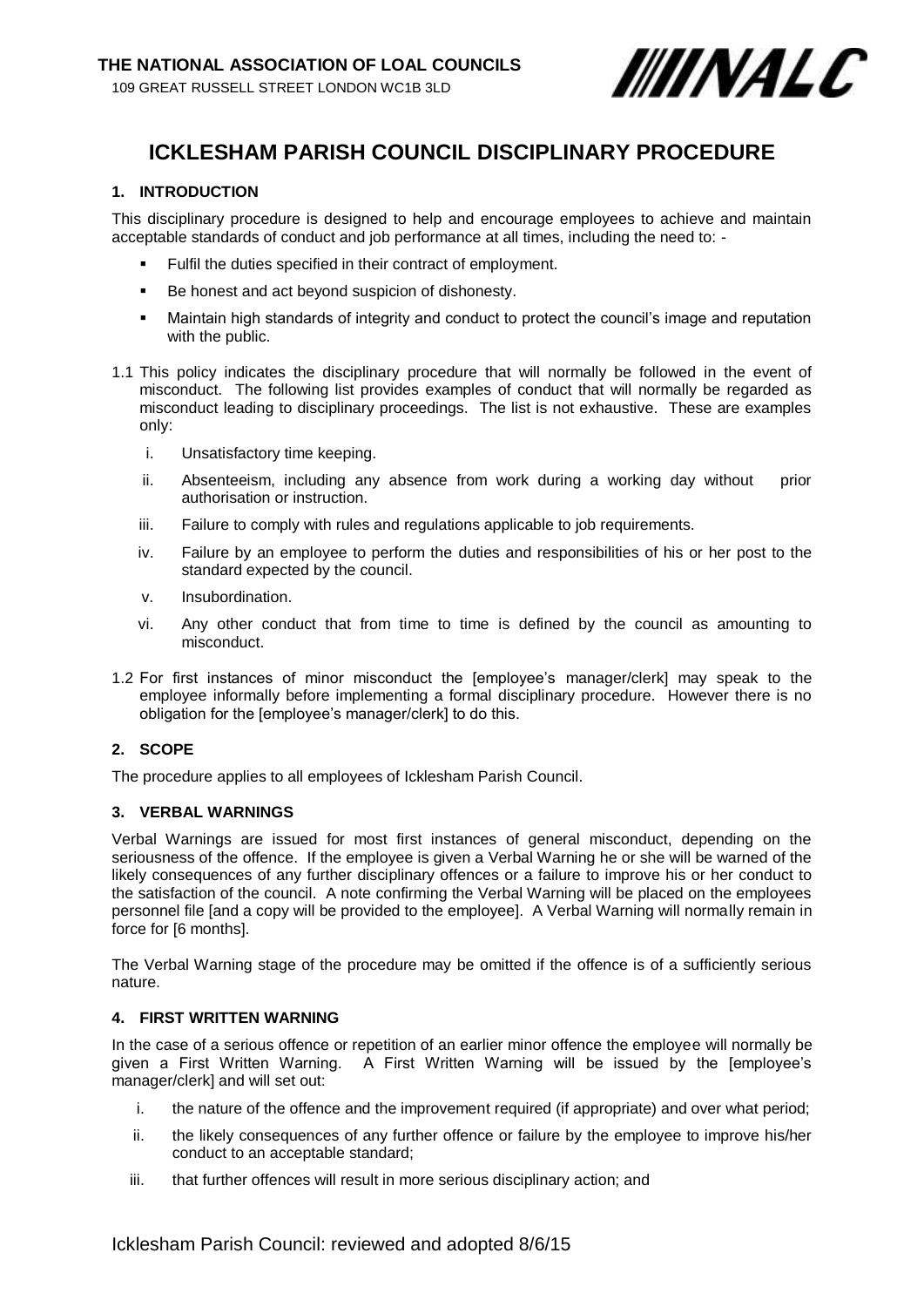**THE NATIONAL ASSOCIATION OF LOAL COUNCILS**

109 GREAT RUSSELL STREET LONDON WC1B 3LD

# ICKLESHAM PARISH COUNCIL DISCIPLINARY PROCEDURE

## 1. INTRODUCTION

This disciplinary procedure is designed to help and encourage employees to achieve and maintain acceptable standards of conduct and job performance at all times, including the need to: -

- Fulfil the duties specified in their contract of employment.
- Be honest and act beyond suspicion of dishonesty.
- Maintain high standards of integrity and conduct to protect the council's image and reputation with the public.

1.1 This policy indicates the disciplinary procedure that will normally be followed in the event of misconduct. The following list provides examples of conduct that will normally be regarded as misconduct leading to disciplinary proceedings. The list is not exhaustive. These are examples only:

i. Unsatisfactory time keeping.

ii. Absenteeism, including any absence from work during a working day without prior authorisation or instruction.

iii. Failure to comply with rules and regulations applicable to job requirements.

iv. Failure by an employee to perform the duties and responsibilities of his or her post to the standard expected by the council.

v. Insubordination.

vi. Any other conduct that from time to time is defined by the council as amounting to misconduct.

1.2 For first instances of minor misconduct the [employee's manager/clerk] may speak to the employee informally before implementing a formal disciplinary procedure. However there is no obligation for the [employee's manager/clerk] to do this.

## 2. SCOPE

The procedure applies to all employees of Icklesham Parish Council.

## 3. VERBAL WARNINGS

Verbal Warnings are issued for most first instances of general misconduct, depending on the seriousness of the offence. If the employee is given a Verbal Warning he or she will be warned of the likely consequences of any further disciplinary offences or a failure to improve his or her conduct to the satisfaction of the council. A note confirming the Verbal Warning will be placed on the employees personnel file [and a copy will be provided to the employee]. A Verbal Warning will normally remain in force for [6 months].

The Verbal Warning stage of the procedure may be omitted if the offence is of a sufficiently serious nature.

## 4. FIRST WRITTEN WARNING

In the case of a serious offence or repetition of an earlier minor offence the employee will normally be given a First Written Warning. A First Written Warning will be issued by the [employee's manager/clerk] and will set out:

i. the nature of the offence and the improvement required (if appropriate) and over what period;

ii. the likely consequences of any further offence or failure by the employee to improve his/her conduct to an acceptable standard;

iii. that further offences will result in more serious disciplinary action; and

Icklesham Parish Council: reviewed and adopted 8/6/15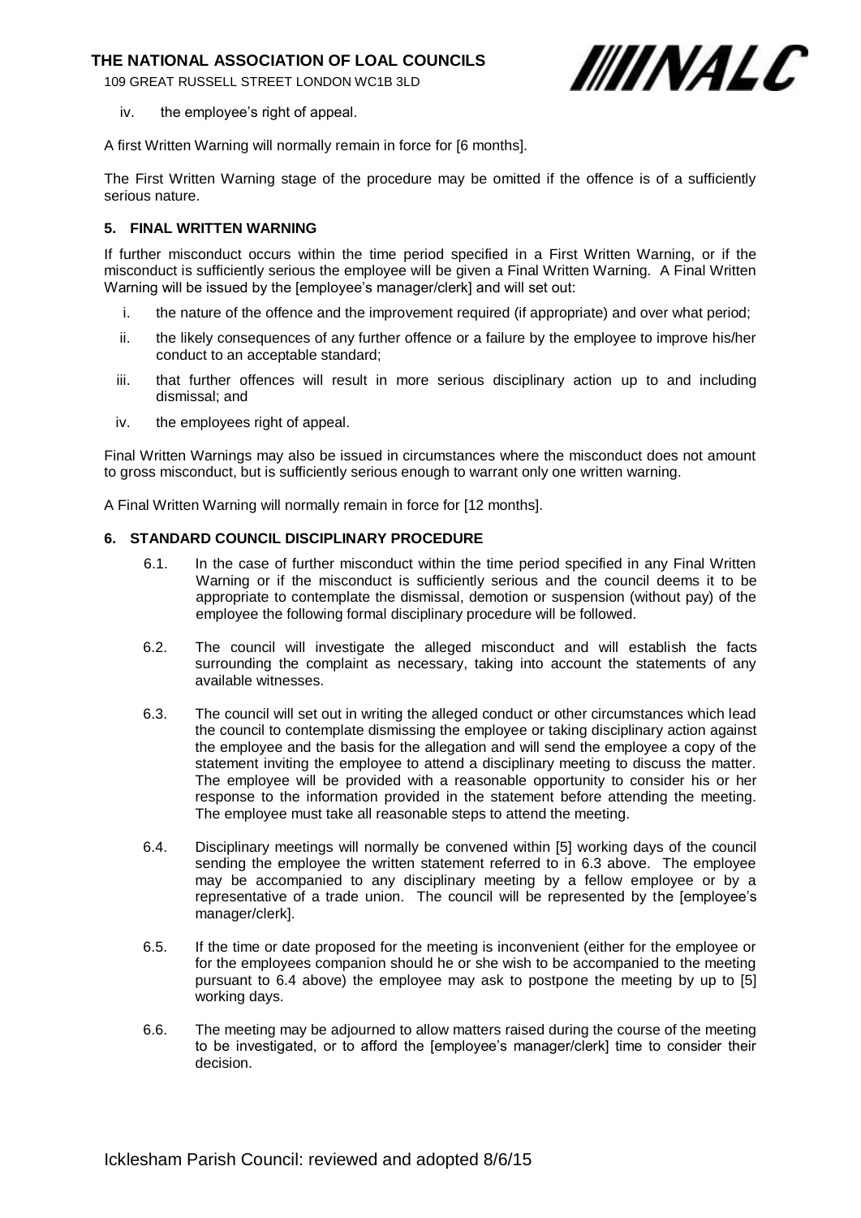iv. the employee's right of appeal.

A first Written Warning will normally remain in force for [6 months].

The First Written Warning stage of the procedure may be omitted if the offence is of a sufficiently serious nature.

### 5. FINAL WRITTEN WARNING

If further misconduct occurs within the time period specified in a First Written Warning, or if the misconduct is sufficiently serious the employee will be given a Final Written Warning. A Final Written Warning will be issued by the [employee's manager/clerk] and will set out:

i. the nature of the offence and the improvement required (if appropriate) and over what period;

ii. the likely consequences of any further offence or a failure by the employee to improve his/her conduct to an acceptable standard;

iii. that further offences will result in more serious disciplinary action up to and including dismissal; and

iv. the employees right of appeal.

Final Written Warnings may also be issued in circumstances where the misconduct does not amount to gross misconduct, but is sufficiently serious enough to warrant only one written warning.

A Final Written Warning will normally remain in force for [12 months].

### 6. STANDARD COUNCIL DISCIPLINARY PROCEDURE

6.1. In the case of further misconduct within the time period specified in any Final Written Warning or if the misconduct is sufficiently serious and the council deems it to be appropriate to contemplate the dismissal, demotion or suspension (without pay) of the employee the following formal disciplinary procedure will be followed.

6.2. The council will investigate the alleged misconduct and will establish the facts surrounding the complaint as necessary, taking into account the statements of any available witnesses.

6.3. The council will set out in writing the alleged conduct or other circumstances which lead the council to contemplate dismissing the employee or taking disciplinary action against the employee and the basis for the allegation and will send the employee a copy of the statement inviting the employee to attend a disciplinary meeting to discuss the matter. The employee will be provided with a reasonable opportunity to consider his or her response to the information provided in the statement before attending the meeting. The employee must take all reasonable steps to attend the meeting.

6.4. Disciplinary meetings will normally be convened within [5] working days of the council sending the employee the written statement referred to in 6.3 above. The employee may be accompanied to any disciplinary meeting by a fellow employee or by a representative of a trade union. The council will be represented by the [employee's manager/clerk].

6.5. If the time or date proposed for the meeting is inconvenient (either for the employee or for the employees companion should he or she wish to be accompanied to the meeting pursuant to 6.4 above) the employee may ask to postpone the meeting by up to [5] working days.

6.6. The meeting may be adjourned to allow matters raised during the course of the meeting to be investigated, or to afford the [employee's manager/clerk] time to consider their decision.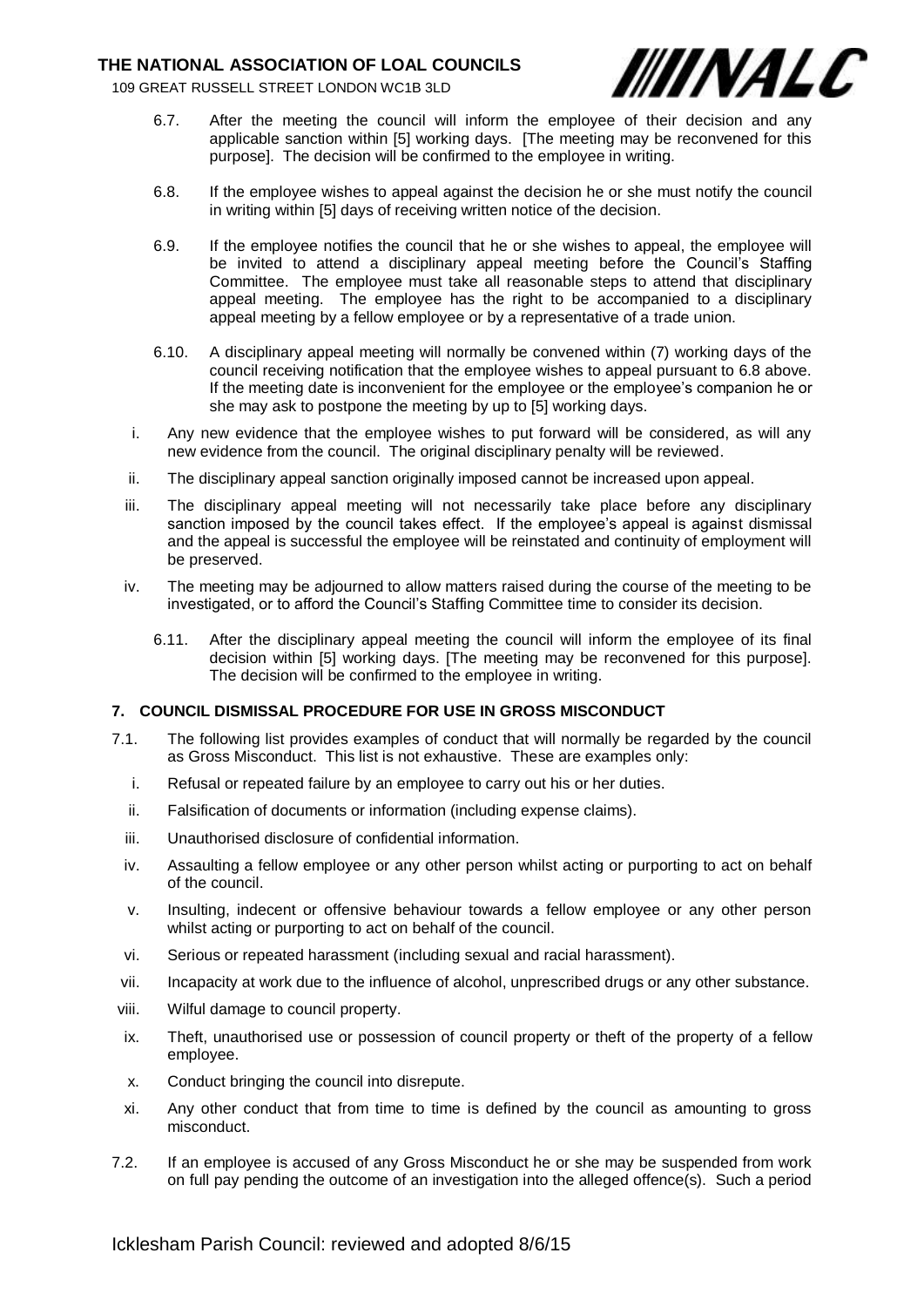6.7. After the meeting the council will inform the employee of their decision and any applicable sanction within [5] working days. [The meeting may be reconvened for this purpose]. The decision will be confirmed to the employee in writing.

6.8. If the employee wishes to appeal against the decision he or she must notify the council in writing within [5] days of receiving written notice of the decision.

6.9. If the employee notifies the council that he or she wishes to appeal, the employee will be invited to attend a disciplinary appeal meeting before the Council's Staffing Committee. The employee must take all reasonable steps to attend that disciplinary appeal meeting. The employee has the right to be accompanied to a disciplinary appeal meeting by a fellow employee or by a representative of a trade union.

6.10. A disciplinary appeal meeting will normally be convened within (7) working days of the council receiving notification that the employee wishes to appeal pursuant to 6.8 above. If the meeting date is inconvenient for the employee or the employee's companion he or she may ask to postpone the meeting by up to [5] working days.

i. Any new evidence that the employee wishes to put forward will be considered, as will any new evidence from the council. The original disciplinary penalty will be reviewed.

ii. The disciplinary appeal sanction originally imposed cannot be increased upon appeal.

iii. The disciplinary appeal meeting will not necessarily take place before any disciplinary sanction imposed by the council takes effect. If the employee's appeal is against dismissal and the appeal is successful the employee will be reinstated and continuity of employment will be preserved.

iv. The meeting may be adjourned to allow matters raised during the course of the meeting to be investigated, or to afford the Council's Staffing Committee time to consider its decision.

6.11. After the disciplinary appeal meeting the council will inform the employee of its final decision within [5] working days. [The meeting may be reconvened for this purpose]. The decision will be confirmed to the employee in writing.

## 7. COUNCIL DISMISSAL PROCEDURE FOR USE IN GROSS MISCONDUCT

7.1. The following list provides examples of conduct that will normally be regarded by the council as Gross Misconduct. This list is not exhaustive. These are examples only:

i. Refusal or repeated failure by an employee to carry out his or her duties.

ii. Falsification of documents or information (including expense claims).

iii. Unauthorised disclosure of confidential information.

iv. Assaulting a fellow employee or any other person whilst acting or purporting to act on behalf of the council.

v. Insulting, indecent or offensive behaviour towards a fellow employee or any other person whilst acting or purporting to act on behalf of the council.

vi. Serious or repeated harassment (including sexual and racial harassment).

vii. Incapacity at work due to the influence of alcohol, unprescribed drugs or any other substance.

viii. Wilful damage to council property.

ix. Theft, unauthorised use or possession of council property or theft of the property of a fellow employee.

x. Conduct bringing the council into disrepute.

xi. Any other conduct that from time to time is defined by the council as amounting to gross misconduct.

7.2. If an employee is accused of any Gross Misconduct he or she may be suspended from work on full pay pending the outcome of an investigation into the alleged offence(s). Such a period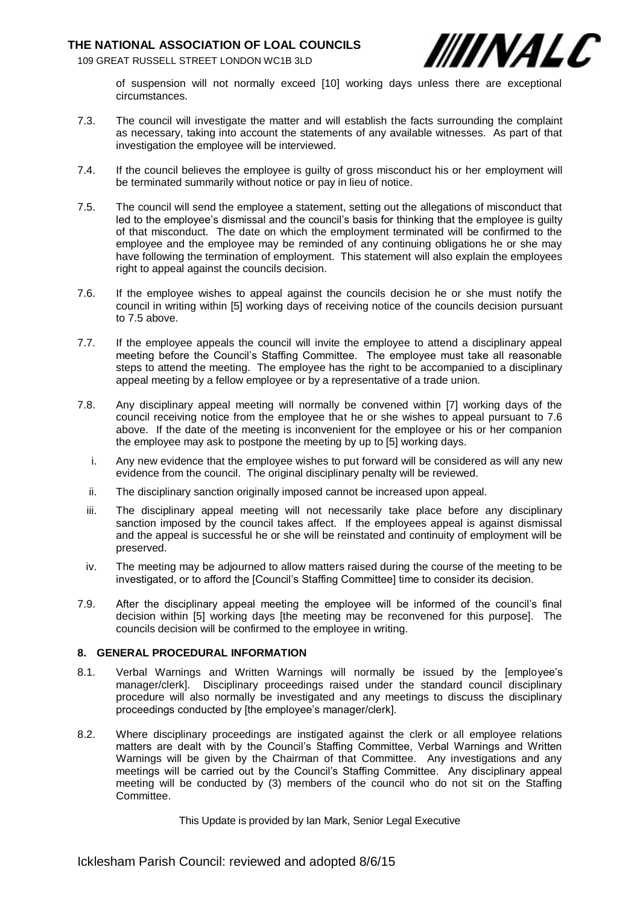of suspension will not normally exceed [10] working days unless there are exceptional circumstances.

7.3. The council will investigate the matter and will establish the facts surrounding the complaint as necessary, taking into account the statements of any available witnesses. As part of that investigation the employee will be interviewed.

7.4. If the council believes the employee is guilty of gross misconduct his or her employment will be terminated summarily without notice or pay in lieu of notice.

7.5. The council will send the employee a statement, setting out the allegations of misconduct that led to the employee's dismissal and the council's basis for thinking that the employee is guilty of that misconduct. The date on which the employment terminated will be confirmed to the employee and the employee may be reminded of any continuing obligations he or she may have following the termination of employment. This statement will also explain the employees right to appeal against the councils decision.

7.6. If the employee wishes to appeal against the councils decision he or she must notify the council in writing within [5] working days of receiving notice of the councils decision pursuant to 7.5 above.

7.7. If the employee appeals the council will invite the employee to attend a disciplinary appeal meeting before the Council's Staffing Committee. The employee must take all reasonable steps to attend the meeting. The employee has the right to be accompanied to a disciplinary appeal meeting by a fellow employee or by a representative of a trade union.

7.8. Any disciplinary appeal meeting will normally be convened within [7] working days of the council receiving notice from the employee that he or she wishes to appeal pursuant to 7.6 above. If the date of the meeting is inconvenient for the employee or his or her companion the employee may ask to postpone the meeting by up to [5] working days.

i. Any new evidence that the employee wishes to put forward will be considered as will any new evidence from the council. The original disciplinary penalty will be reviewed.

ii. The disciplinary sanction originally imposed cannot be increased upon appeal.

iii. The disciplinary appeal meeting will not necessarily take place before any disciplinary sanction imposed by the council takes affect. If the employees appeal is against dismissal and the appeal is successful he or she will be reinstated and continuity of employment will be preserved.

iv. The meeting may be adjourned to allow matters raised during the course of the meeting to be investigated, or to afford the [Council's Staffing Committee] time to consider its decision.

7.9. After the disciplinary appeal meeting the employee will be informed of the council's final decision within [5] working days [the meeting may be reconvened for this purpose]. The councils decision will be confirmed to the employee in writing.

## 8. GENERAL PROCEDURAL INFORMATION

8.1. Verbal Warnings and Written Warnings will normally be issued by the [employee's manager/clerk]. Disciplinary proceedings raised under the standard council disciplinary procedure will also normally be investigated and any meetings to discuss the disciplinary proceedings conducted by [the employee's manager/clerk].

8.2. Where disciplinary proceedings are instigated against the clerk or all employee relations matters are dealt with by the Council's Staffing Committee, Verbal Warnings and Written Warnings will be given by the Chairman of that Committee. Any investigations and any meetings will be carried out by the Council's Staffing Committee. Any disciplinary appeal meeting will be conducted by (3) members of the council who do not sit on the Staffing Committee.

This Update is provided by Ian Mark, Senior Legal Executive

Icklesham Parish Council: reviewed and adopted 8/6/15